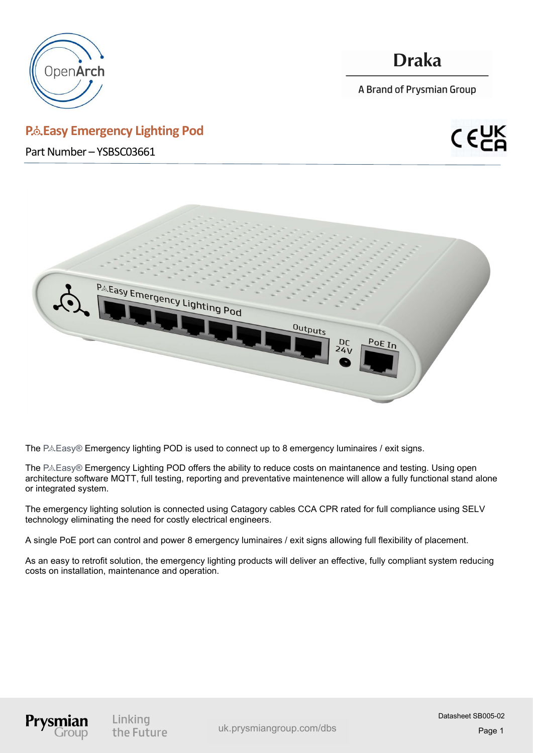OpenArch

# Draka

A Brand of Prysmian Group

## P⚲Easy Emergency Lighting Pod

Part Number – YSBSC03661

The P⚲Easy® Emergency lighting POD is used to connect up to 8 emergency luminaires / exit signs.

The P⚲Easy® Emergency Lighting POD offers the ability to reduce costs on maintanence and testing. Using open architecture software MQTT, full testing, reporting and preventative maintenence will allow a fully functional stand alone or integrated system.

The emergency lighting solution is connected using Catagory cables CCA CPR rated for full compliance using SELV technology eliminating the need for costly electrical engineers.

A single PoE port can control and power 8 emergency luminaires / exit signs allowing full flexibility of placement.

As an easy to retrofit solution, the emergency lighting products will deliver an effective, fully compliant system reducing costs on installation, maintenance and operation.

Prysmian Group | Linking the Future | uk.prysmiangroup.com/dbs | Datasheet SB005-02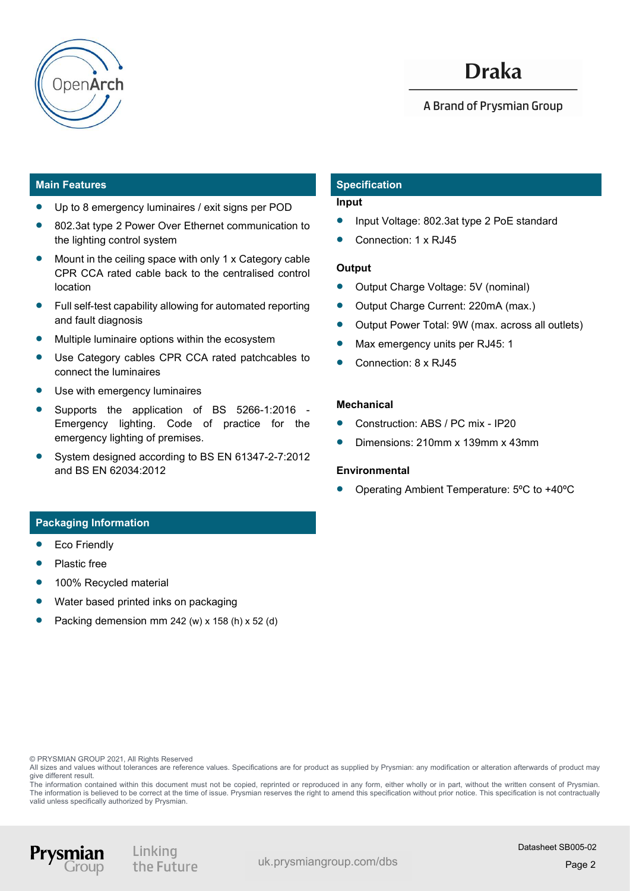OpenArch

Draka

A Brand of Prysmian Group

## Main Features

- Up to 8 emergency luminaires / exit signs per POD
- 802.3at type 2 Power Over Ethernet communication to the lighting control system
- Mount in the ceiling space with only 1 x Category cable CPR CCA rated cable back to the centralised control location
- Full self-test capability allowing for automated reporting and fault diagnosis
- Multiple luminaire options within the ecosystem
- Use Category cables CPR CCA rated patchcables to connect the luminaires
- Use with emergency luminaires
- Supports the application of BS 5266-1:2016 - Emergency lighting. Code of practice for the emergency lighting of premises.
- System designed according to BS EN 61347-2-7:2012 and BS EN 62034:2012

## Packaging Information

- Eco Friendly
- Plastic free
- 100% Recycled material
- Water based printed inks on packaging
- Packing demension mm 242 (w) x 158 (h) x 52 (d)

## Specification

### Input

- Input Voltage: 802.3at type 2 PoE standard
- Connection: 1 x RJ45

### Output

- Output Charge Voltage: 5V (nominal)
- Output Charge Current: 220mA (max.)
- Output Power Total: 9W (max. across all outlets)
- Max emergency units per RJ45: 1
- Connection: 8 x RJ45

### Mechanical

- Construction: ABS / PC mix - IP20
- Dimensions: 210mm x 139mm x 43mm

### Environmental

- Operating Ambient Temperature: 5ºC to +40ºC

© PRYSMIAN GROUP 2021, All Rights Reserved
All sizes and values without tolerances are reference values. Specifications are for product as supplied by Prysmian: any modification or alteration afterwards of product may give different result.
The information contained within this document must not be copied, reprinted or reproduced in any form, either wholly or in part, without the written consent of Prysmian. The information is believed to be correct at the time of issue. Prysmian reserves the right to amend this specification without prior notice. This specification is not contractually valid unless specifically authorized by Prysmian.

Prysmian Group Linking the Future uk.prysmiangroup.com/dbs

Datasheet SB005-02